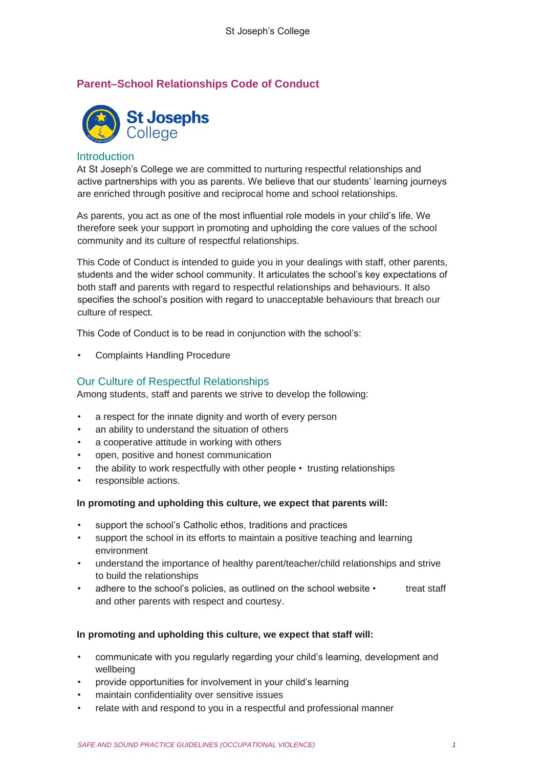## Parent–School Relationships Code of Conduct

### Introduction

At St Joseph's College we are committed to nurturing respectful relationships and active partnerships with you as parents. We believe that our students' learning journeys are enriched through positive and reciprocal home and school relationships.

As parents, you act as one of the most influential role models in your child's life. We therefore seek your support in promoting and upholding the core values of the school community and its culture of respectful relationships.

This Code of Conduct is intended to guide you in your dealings with staff, other parents, students and the wider school community. It articulates the school's key expectations of both staff and parents with regard to respectful relationships and behaviours. It also specifies the school's position with regard to unacceptable behaviours that breach our culture of respect.

This Code of Conduct is to be read in conjunction with the school's:

- Complaints Handling Procedure

### Our Culture of Respectful Relationships

Among students, staff and parents we strive to develop the following:

- a respect for the innate dignity and worth of every person
- an ability to understand the situation of others
- a cooperative attitude in working with others
- open, positive and honest communication
- the ability to work respectfully with other people
- trusting relationships
- responsible actions.

**In promoting and upholding this culture, we expect that parents will:**

- support the school's Catholic ethos, traditions and practices
- support the school in its efforts to maintain a positive teaching and learning environment
- understand the importance of healthy parent/teacher/child relationships and strive to build the relationships
- adhere to the school's policies, as outlined on the school website
- treat staff and other parents with respect and courtesy.

**In promoting and upholding this culture, we expect that staff will:**

- communicate with you regularly regarding your child's learning, development and wellbeing
- provide opportunities for involvement in your child's learning
- maintain confidentiality over sensitive issues
- relate with and respond to you in a respectful and professional manner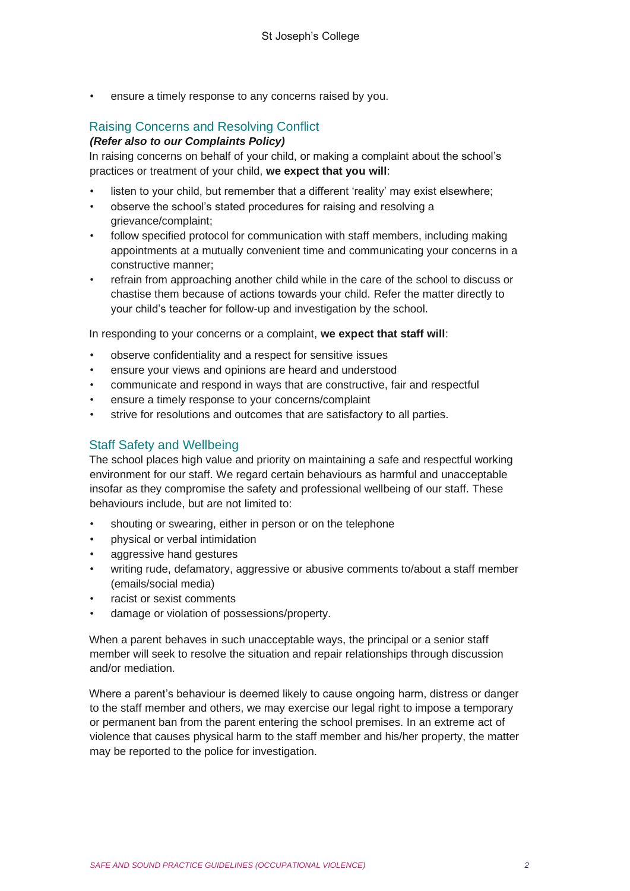- ensure a timely response to any concerns raised by you.

## Raising Concerns and Resolving Conflict

***(Refer also to our Complaints Policy)***

In raising concerns on behalf of your child, or making a complaint about the school's practices or treatment of your child, **we expect that you will**:

- listen to your child, but remember that a different 'reality' may exist elsewhere;
- observe the school's stated procedures for raising and resolving a grievance/complaint;
- follow specified protocol for communication with staff members, including making appointments at a mutually convenient time and communicating your concerns in a constructive manner;
- refrain from approaching another child while in the care of the school to discuss or chastise them because of actions towards your child. Refer the matter directly to your child's teacher for follow-up and investigation by the school.

In responding to your concerns or a complaint, **we expect that staff will**:

- observe confidentiality and a respect for sensitive issues
- ensure your views and opinions are heard and understood
- communicate and respond in ways that are constructive, fair and respectful
- ensure a timely response to your concerns/complaint
- strive for resolutions and outcomes that are satisfactory to all parties.

## Staff Safety and Wellbeing

The school places high value and priority on maintaining a safe and respectful working environment for our staff. We regard certain behaviours as harmful and unacceptable insofar as they compromise the safety and professional wellbeing of our staff. These behaviours include, but are not limited to:

- shouting or swearing, either in person or on the telephone
- physical or verbal intimidation
- aggressive hand gestures
- writing rude, defamatory, aggressive or abusive comments to/about a staff member (emails/social media)
- racist or sexist comments
- damage or violation of possessions/property.

When a parent behaves in such unacceptable ways, the principal or a senior staff member will seek to resolve the situation and repair relationships through discussion and/or mediation.

Where a parent's behaviour is deemed likely to cause ongoing harm, distress or danger to the staff member and others, we may exercise our legal right to impose a temporary or permanent ban from the parent entering the school premises. In an extreme act of violence that causes physical harm to the staff member and his/her property, the matter may be reported to the police for investigation.